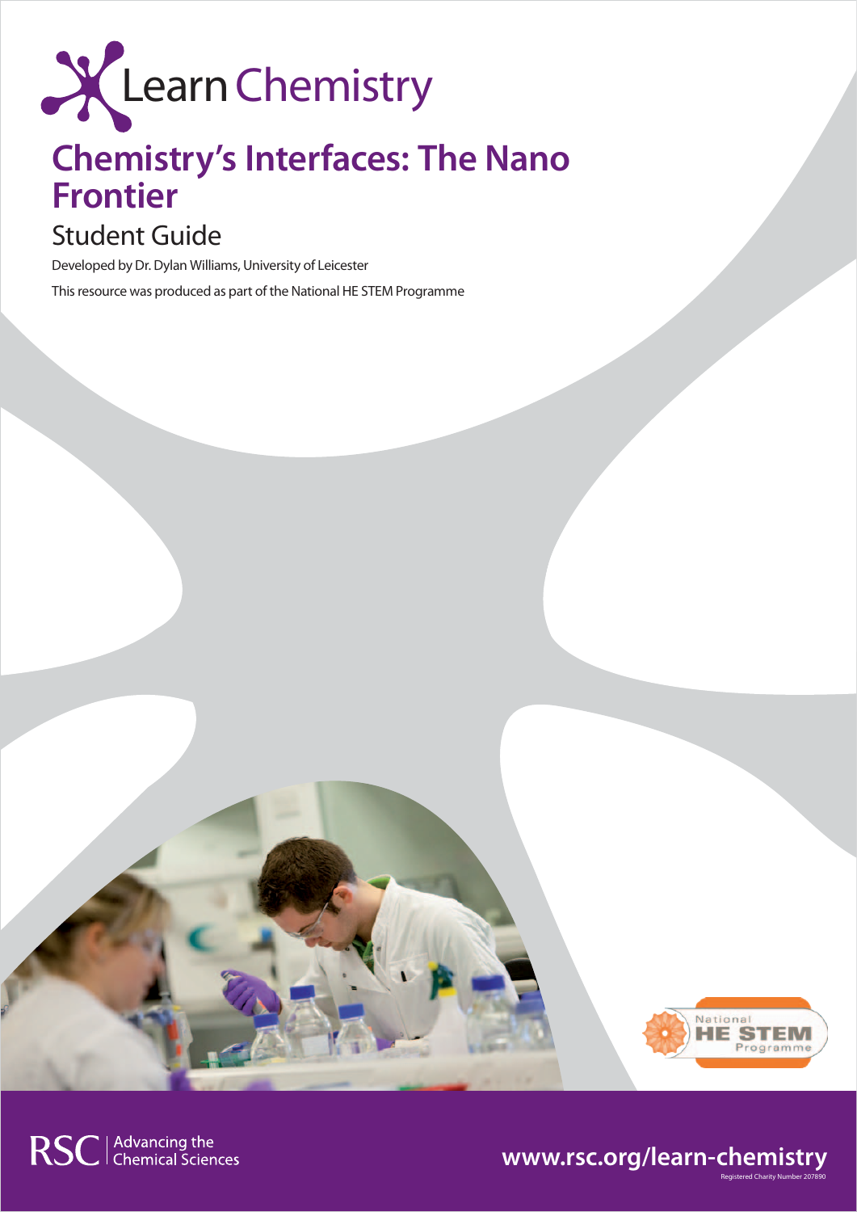Learn Chemistry

# Chemistry's Interfaces: The Nano Frontier

## Student Guide

Developed by Dr. Dylan Williams, University of Leicester

This resource was produced as part of the National HE STEM Programme

RSC | Advancing the Chemical Sciences

www.rsc.org/learn-chemistry

Registered Charity Number 207890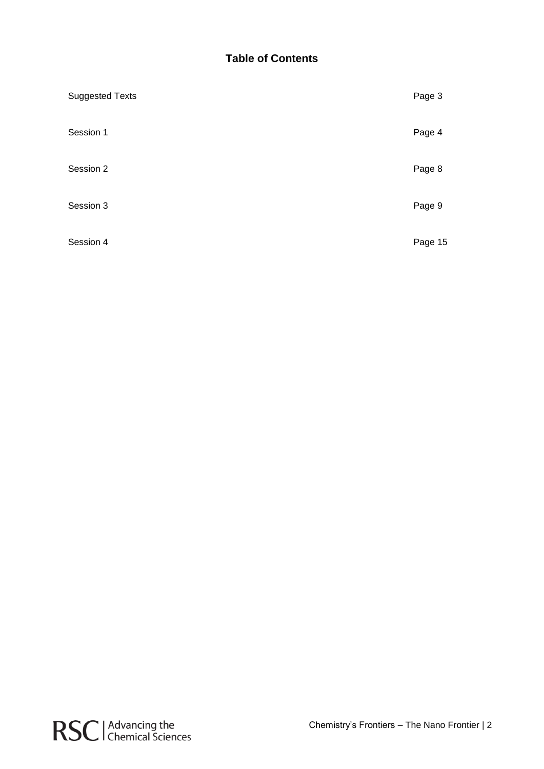## Table of Contents

| | |
|---|---|
| Suggested Texts | Page 3 |
| Session 1 | Page 4 |
| Session 2 | Page 8 |
| Session 3 | Page 9 |
| Session 4 | Page 15 |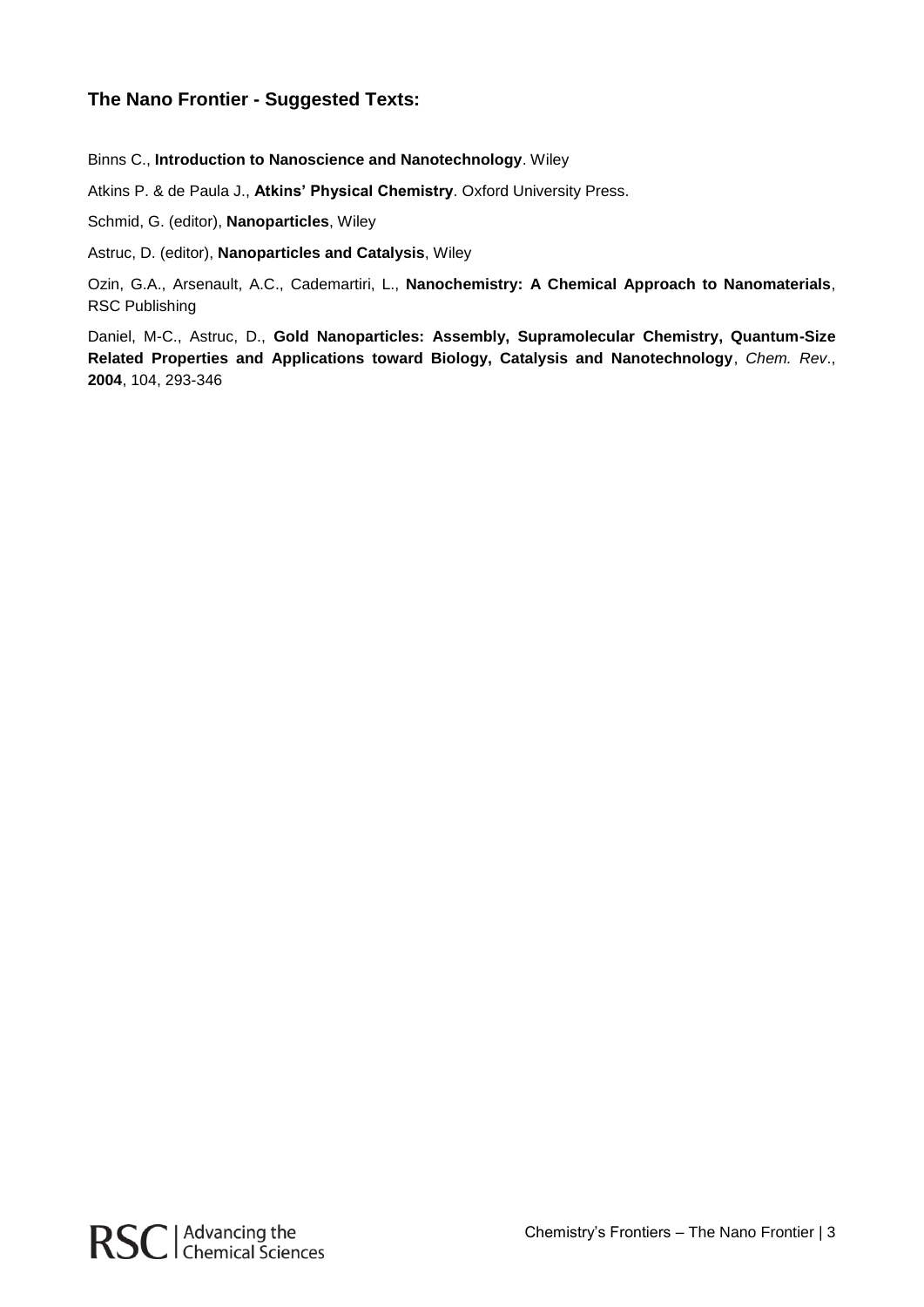## The Nano Frontier - Suggested Texts:

Binns C., **Introduction to Nanoscience and Nanotechnology**. Wiley

Atkins P. & de Paula J., **Atkins' Physical Chemistry**. Oxford University Press.

Schmid, G. (editor), **Nanoparticles**, Wiley

Astruc, D. (editor), **Nanoparticles and Catalysis**, Wiley

Ozin, G.A., Arsenault, A.C., Cademartiri, L., **Nanochemistry: A Chemical Approach to Nanomaterials**, RSC Publishing

Daniel, M-C., Astruc, D., **Gold Nanoparticles: Assembly, Supramolecular Chemistry, Quantum-Size Related Properties and Applications toward Biology, Catalysis and Nanotechnology**, *Chem. Rev*., **2004**, 104, 293-346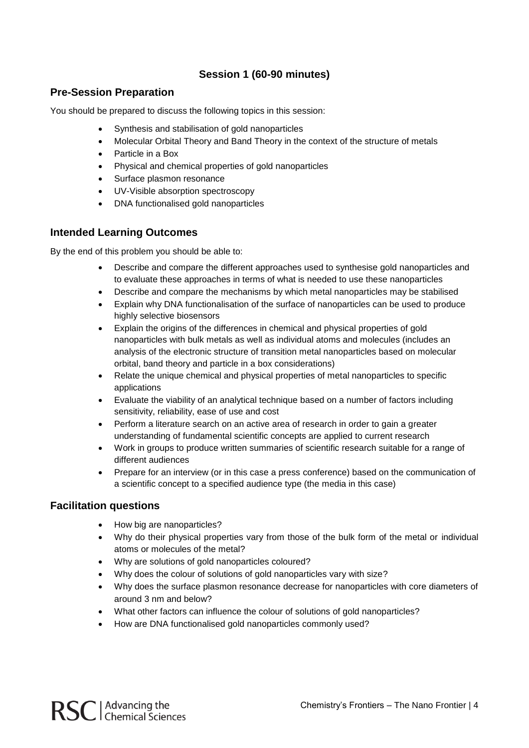## Session 1 (60-90 minutes)

### Pre-Session Preparation

You should be prepared to discuss the following topics in this session:

- Synthesis and stabilisation of gold nanoparticles
- Molecular Orbital Theory and Band Theory in the context of the structure of metals
- Particle in a Box
- Physical and chemical properties of gold nanoparticles
- Surface plasmon resonance
- UV-Visible absorption spectroscopy
- DNA functionalised gold nanoparticles

### Intended Learning Outcomes

By the end of this problem you should be able to:

- Describe and compare the different approaches used to synthesise gold nanoparticles and to evaluate these approaches in terms of what is needed to use these nanoparticles
- Describe and compare the mechanisms by which metal nanoparticles may be stabilised
- Explain why DNA functionalisation of the surface of nanoparticles can be used to produce highly selective biosensors
- Explain the origins of the differences in chemical and physical properties of gold nanoparticles with bulk metals as well as individual atoms and molecules (includes an analysis of the electronic structure of transition metal nanoparticles based on molecular orbital, band theory and particle in a box considerations)
- Relate the unique chemical and physical properties of metal nanoparticles to specific applications
- Evaluate the viability of an analytical technique based on a number of factors including sensitivity, reliability, ease of use and cost
- Perform a literature search on an active area of research in order to gain a greater understanding of fundamental scientific concepts are applied to current research
- Work in groups to produce written summaries of scientific research suitable for a range of different audiences
- Prepare for an interview (or in this case a press conference) based on the communication of a scientific concept to a specified audience type (the media in this case)

### Facilitation questions

- How big are nanoparticles?
- Why do their physical properties vary from those of the bulk form of the metal or individual atoms or molecules of the metal?
- Why are solutions of gold nanoparticles coloured?
- Why does the colour of solutions of gold nanoparticles vary with size?
- Why does the surface plasmon resonance decrease for nanoparticles with core diameters of around 3 nm and below?
- What other factors can influence the colour of solutions of gold nanoparticles?
- How are DNA functionalised gold nanoparticles commonly used?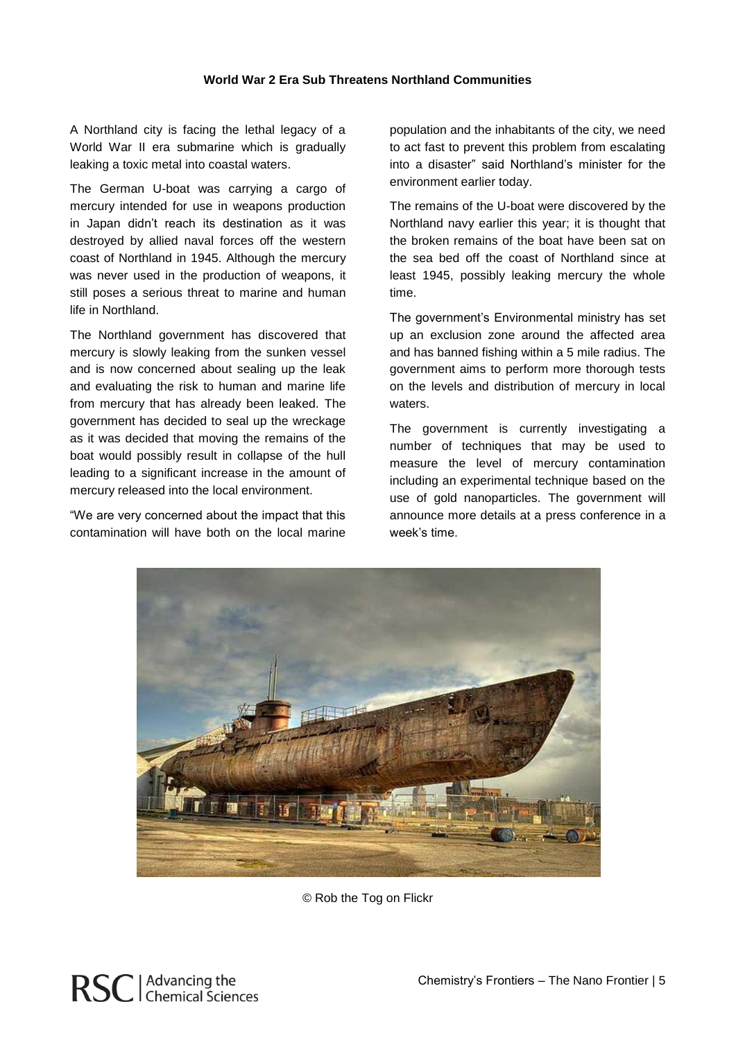**World War 2 Era Sub Threatens Northland Communities**

A Northland city is facing the lethal legacy of a World War II era submarine which is gradually leaking a toxic metal into coastal waters.

The German U-boat was carrying a cargo of mercury intended for use in weapons production in Japan didn't reach its destination as it was destroyed by allied naval forces off the western coast of Northland in 1945. Although the mercury was never used in the production of weapons, it still poses a serious threat to marine and human life in Northland.

The Northland government has discovered that mercury is slowly leaking from the sunken vessel and is now concerned about sealing up the leak and evaluating the risk to human and marine life from mercury that has already been leaked. The government has decided to seal up the wreckage as it was decided that moving the remains of the boat would possibly result in collapse of the hull leading to a significant increase in the amount of mercury released into the local environment.

"We are very concerned about the impact that this contamination will have both on the local marine population and the inhabitants of the city, we need to act fast to prevent this problem from escalating into a disaster" said Northland's minister for the environment earlier today.

The remains of the U-boat were discovered by the Northland navy earlier this year; it is thought that the broken remains of the boat have been sat on the sea bed off the coast of Northland since at least 1945, possibly leaking mercury the whole time.

The government's Environmental ministry has set up an exclusion zone around the affected area and has banned fishing within a 5 mile radius. The government aims to perform more thorough tests on the levels and distribution of mercury in local waters.

The government is currently investigating a number of techniques that may be used to measure the level of mercury contamination including an experimental technique based on the use of gold nanoparticles. The government will announce more details at a press conference in a week's time.

© Rob the Tog on Flickr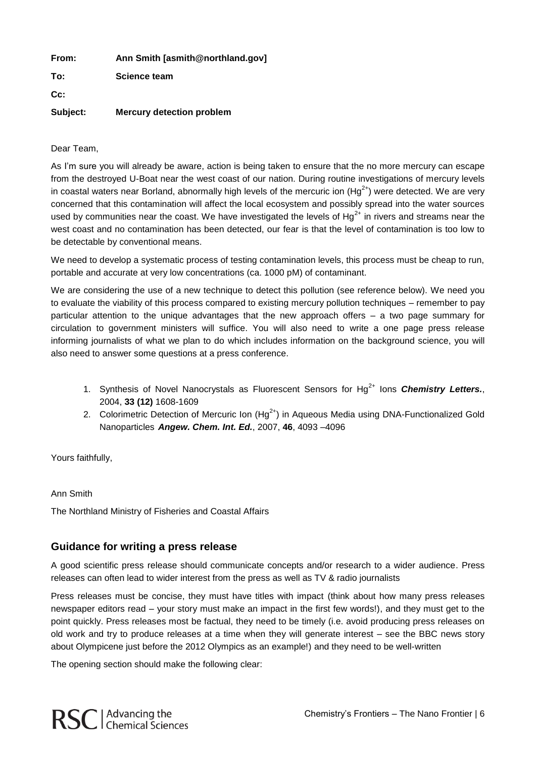**From:** Ann Smith [asmith@northland.gov]

**To:** Science team

**Cc:**

**Subject:** Mercury detection problem

Dear Team,

As I'm sure you will already be aware, action is being taken to ensure that the no more mercury can escape from the destroyed U-Boat near the west coast of our nation. During routine investigations of mercury levels in coastal waters near Borland, abnormally high levels of the mercuric ion ($Hg^{2+}$) were detected. We are very concerned that this contamination will affect the local ecosystem and possibly spread into the water sources used by communities near the coast. We have investigated the levels of $Hg^{2+}$ in rivers and streams near the west coast and no contamination has been detected, our fear is that the level of contamination is too low to be detectable by conventional means.

We need to develop a systematic process of testing contamination levels, this process must be cheap to run, portable and accurate at very low concentrations (ca. 1000 pM) of contaminant.

We are considering the use of a new technique to detect this pollution (see reference below). We need you to evaluate the viability of this process compared to existing mercury pollution techniques – remember to pay particular attention to the unique advantages that the new approach offers – a two page summary for circulation to government ministers will suffice. You will also need to write a one page press release informing journalists of what we plan to do which includes information on the background science, you will also need to answer some questions at a press conference.

1. Synthesis of Novel Nanocrystals as Fluorescent Sensors for $Hg^{2+}$ Ions ***Chemistry Letters.***, 2004, **33 (12)** 1608-1609
2. Colorimetric Detection of Mercuric Ion ($Hg^{2+}$) in Aqueous Media using DNA-Functionalized Gold Nanoparticles ***Angew. Chem. Int. Ed.***, 2007, **46**, 4093 –4096

Yours faithfully,

Ann Smith

The Northland Ministry of Fisheries and Coastal Affairs

## Guidance for writing a press release

A good scientific press release should communicate concepts and/or research to a wider audience. Press releases can often lead to wider interest from the press as well as TV & radio journalists

Press releases must be concise, they must have titles with impact (think about how many press releases newspaper editors read – your story must make an impact in the first few words!), and they must get to the point quickly. Press releases most be factual, they need to be timely (i.e. avoid producing press releases on old work and try to produce releases at a time when they will generate interest – see the BBC news story about Olympicene just before the 2012 Olympics as an example!) and they need to be well-written

The opening section should make the following clear: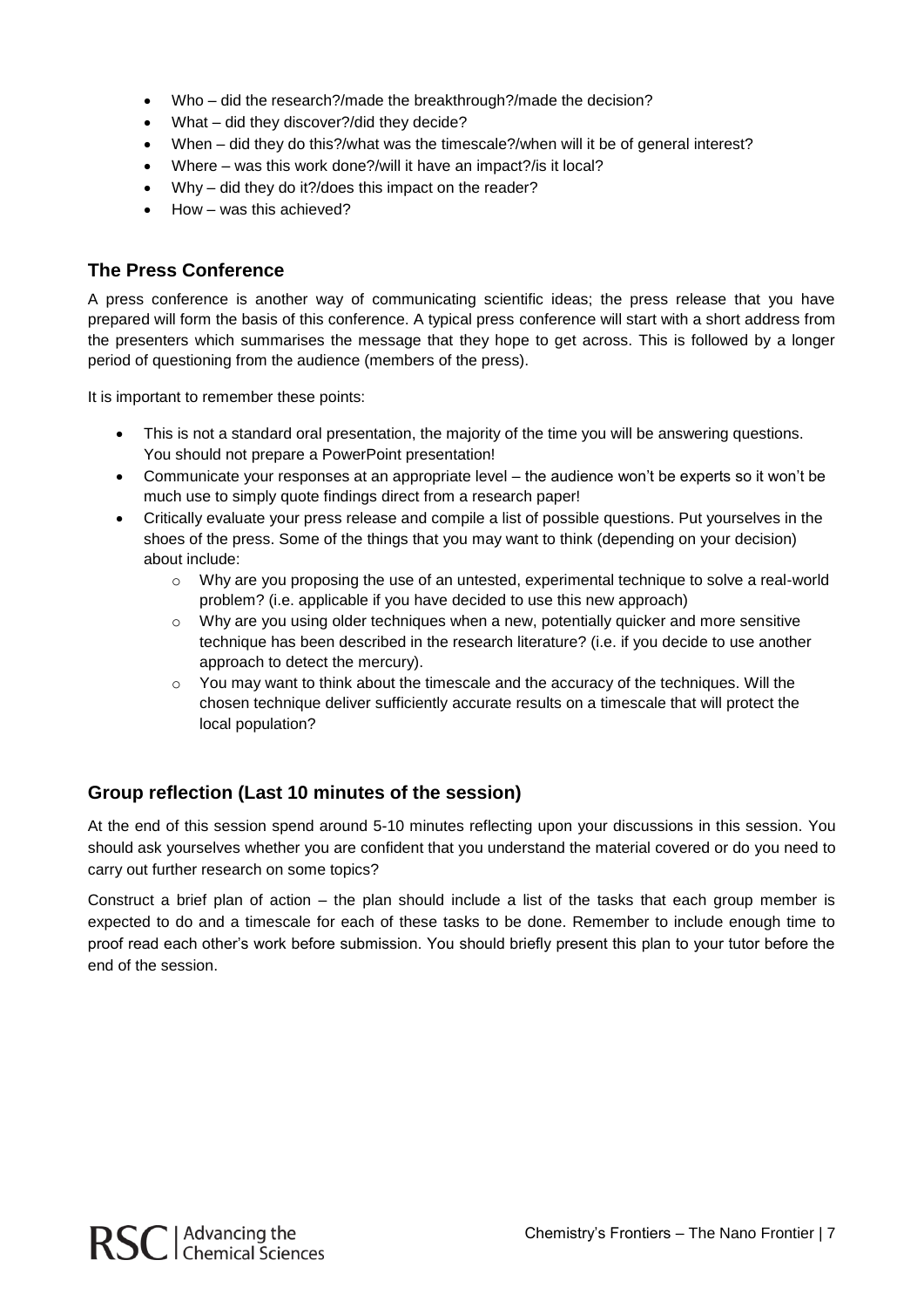- Who – did the research?/made the breakthrough?/made the decision?
- What – did they discover?/did they decide?
- When – did they do this?/what was the timescale?/when will it be of general interest?
- Where – was this work done?/will it have an impact?/is it local?
- Why – did they do it?/does this impact on the reader?
- How – was this achieved?

## The Press Conference

A press conference is another way of communicating scientific ideas; the press release that you have prepared will form the basis of this conference. A typical press conference will start with a short address from the presenters which summarises the message that they hope to get across. This is followed by a longer period of questioning from the audience (members of the press).

It is important to remember these points:

- This is not a standard oral presentation, the majority of the time you will be answering questions. You should not prepare a PowerPoint presentation!
- Communicate your responses at an appropriate level – the audience won't be experts so it won't be much use to simply quote findings direct from a research paper!
- Critically evaluate your press release and compile a list of possible questions. Put yourselves in the shoes of the press. Some of the things that you may want to think (depending on your decision) about include:
    - Why are you proposing the use of an untested, experimental technique to solve a real-world problem? (i.e. applicable if you have decided to use this new approach)
    - Why are you using older techniques when a new, potentially quicker and more sensitive technique has been described in the research literature? (i.e. if you decide to use another approach to detect the mercury).
    - You may want to think about the timescale and the accuracy of the techniques. Will the chosen technique deliver sufficiently accurate results on a timescale that will protect the local population?

## Group reflection (Last 10 minutes of the session)

At the end of this session spend around 5-10 minutes reflecting upon your discussions in this session. You should ask yourselves whether you are confident that you understand the material covered or do you need to carry out further research on some topics?

Construct a brief plan of action – the plan should include a list of the tasks that each group member is expected to do and a timescale for each of these tasks to be done. Remember to include enough time to proof read each other's work before submission. You should briefly present this plan to your tutor before the end of the session.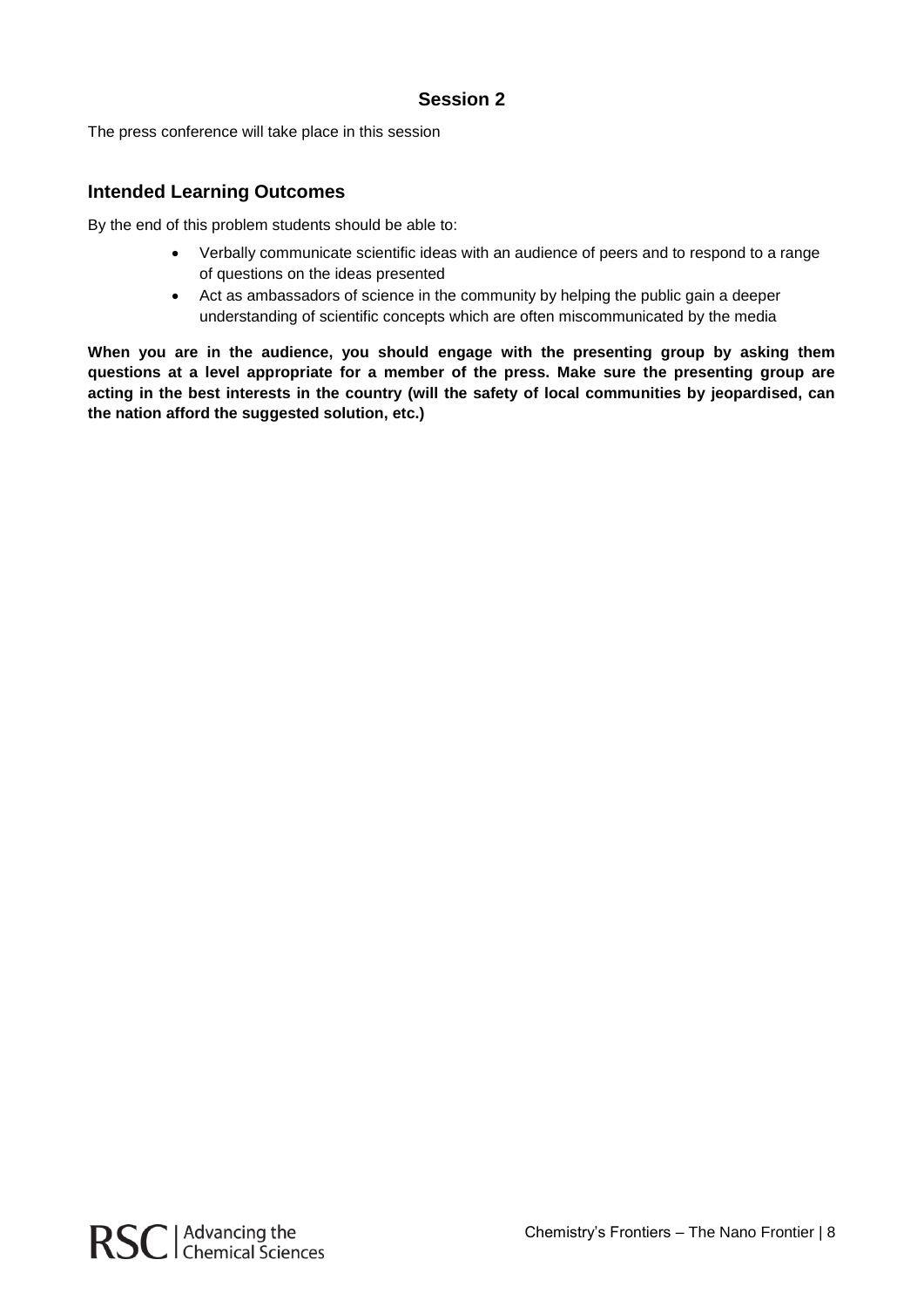## Session 2

The press conference will take place in this session

### Intended Learning Outcomes

By the end of this problem students should be able to:

- Verbally communicate scientific ideas with an audience of peers and to respond to a range of questions on the ideas presented
- Act as ambassadors of science in the community by helping the public gain a deeper understanding of scientific concepts which are often miscommunicated by the media

**When you are in the audience, you should engage with the presenting group by asking them questions at a level appropriate for a member of the press. Make sure the presenting group are acting in the best interests in the country (will the safety of local communities by jeopardised, can the nation afford the suggested solution, etc.)**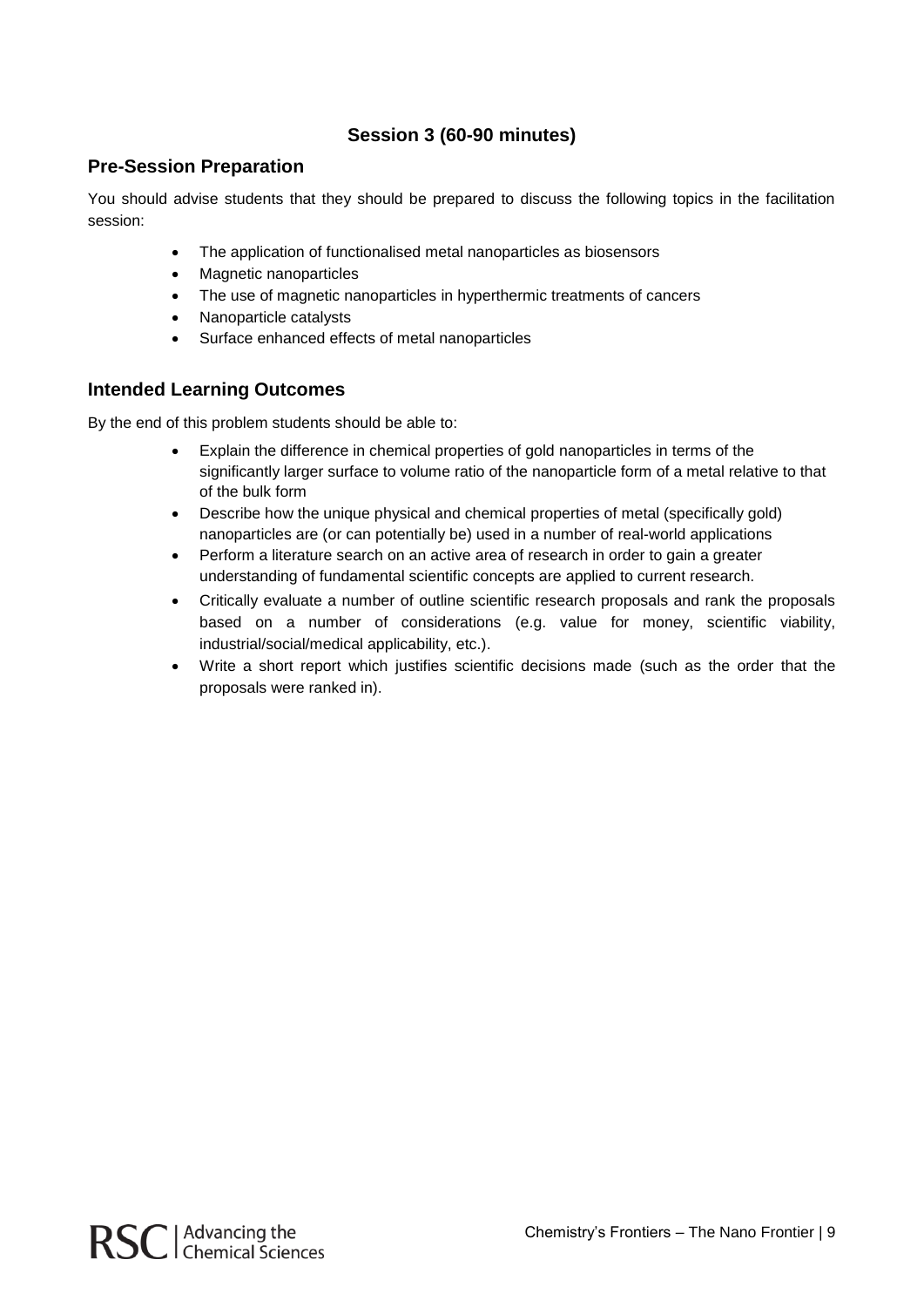## Session 3 (60-90 minutes)

### Pre-Session Preparation

You should advise students that they should be prepared to discuss the following topics in the facilitation session:

- The application of functionalised metal nanoparticles as biosensors
- Magnetic nanoparticles
- The use of magnetic nanoparticles in hyperthermic treatments of cancers
- Nanoparticle catalysts
- Surface enhanced effects of metal nanoparticles

### Intended Learning Outcomes

By the end of this problem students should be able to:

- Explain the difference in chemical properties of gold nanoparticles in terms of the significantly larger surface to volume ratio of the nanoparticle form of a metal relative to that of the bulk form
- Describe how the unique physical and chemical properties of metal (specifically gold) nanoparticles are (or can potentially be) used in a number of real-world applications
- Perform a literature search on an active area of research in order to gain a greater understanding of fundamental scientific concepts are applied to current research.
- Critically evaluate a number of outline scientific research proposals and rank the proposals based on a number of considerations (e.g. value for money, scientific viability, industrial/social/medical applicability, etc.).
- Write a short report which justifies scientific decisions made (such as the order that the proposals were ranked in).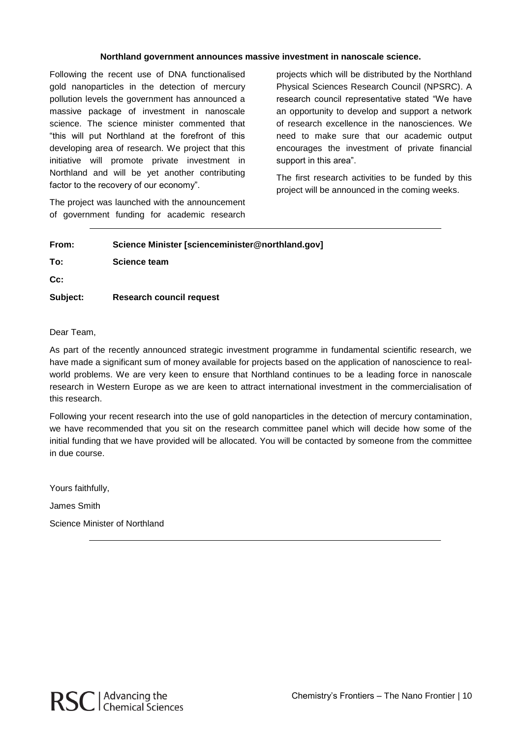**Northland government announces massive investment in nanoscale science.**

Following the recent use of DNA functionalised gold nanoparticles in the detection of mercury pollution levels the government has announced a massive package of investment in nanoscale science. The science minister commented that "this will put Northland at the forefront of this developing area of research. We project that this initiative will promote private investment in Northland and will be yet another contributing factor to the recovery of our economy".

The project was launched with the announcement of government funding for academic research projects which will be distributed by the Northland Physical Sciences Research Council (NPSRC). A research council representative stated "We have an opportunity to develop and support a network of research excellence in the nanosciences. We need to make sure that our academic output encourages the investment of private financial support in this area".

The first research activities to be funded by this project will be announced in the coming weeks.

---

**From:** **Science Minister [scienceminister@northland.gov]**

**To:** **Science team**

**Cc:**

**Subject:** **Research council request**

Dear Team,

As part of the recently announced strategic investment programme in fundamental scientific research, we have made a significant sum of money available for projects based on the application of nanoscience to real-world problems. We are very keen to ensure that Northland continues to be a leading force in nanoscale research in Western Europe as we are keen to attract international investment in the commercialisation of this research.

Following your recent research into the use of gold nanoparticles in the detection of mercury contamination, we have recommended that you sit on the research committee panel which will decide how some of the initial funding that we have provided will be allocated. You will be contacted by someone from the committee in due course.

Yours faithfully,

James Smith

Science Minister of Northland

---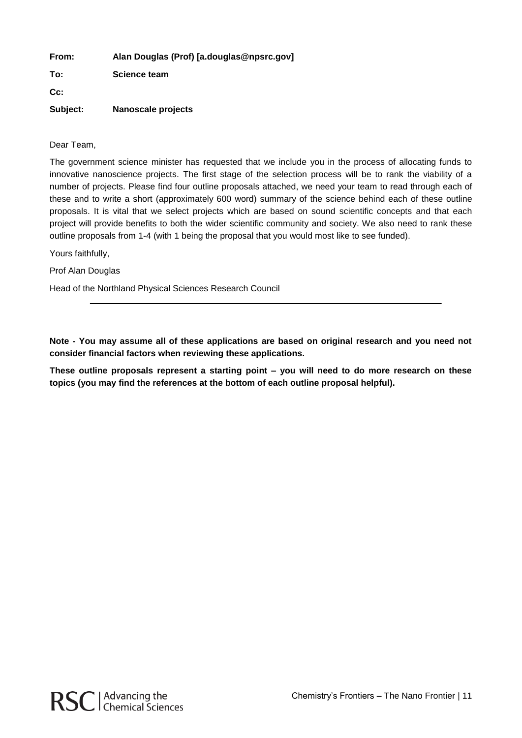**From:** **Alan Douglas (Prof) [a.douglas@npsrc.gov]**

**To:** **Science team**

**Cc:**

**Subject:** **Nanoscale projects**

Dear Team,

The government science minister has requested that we include you in the process of allocating funds to innovative nanoscience projects. The first stage of the selection process will be to rank the viability of a number of projects. Please find four outline proposals attached, we need your team to read through each of these and to write a short (approximately 600 word) summary of the science behind each of these outline proposals. It is vital that we select projects which are based on sound scientific concepts and that each project will provide benefits to both the wider scientific community and society. We also need to rank these outline proposals from 1-4 (with 1 being the proposal that you would most like to see funded).

Yours faithfully,

Prof Alan Douglas

Head of the Northland Physical Sciences Research Council

---

**Note - You may assume all of these applications are based on original research and you need not consider financial factors when reviewing these applications.**

**These outline proposals represent a starting point – you will need to do more research on these topics (you may find the references at the bottom of each outline proposal helpful).**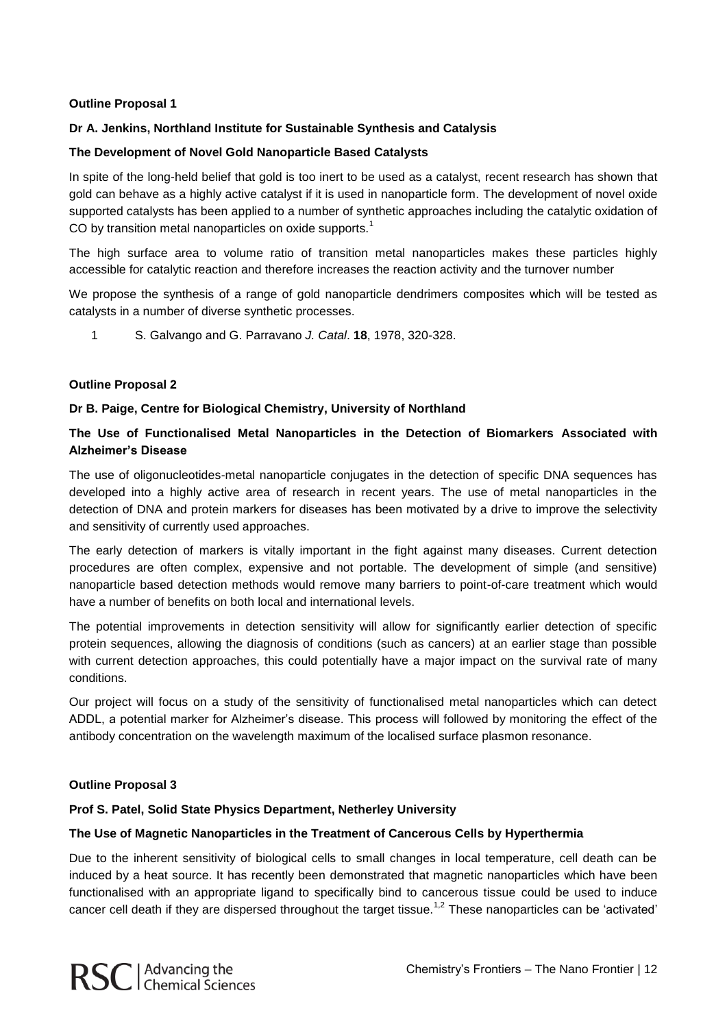**Outline Proposal 1**

**Dr A. Jenkins, Northland Institute for Sustainable Synthesis and Catalysis**

**The Development of Novel Gold Nanoparticle Based Catalysts**

In spite of the long-held belief that gold is too inert to be used as a catalyst, recent research has shown that gold can behave as a highly active catalyst if it is used in nanoparticle form. The development of novel oxide supported catalysts has been applied to a number of synthetic approaches including the catalytic oxidation of CO by transition metal nanoparticles on oxide supports.[1]

The high surface area to volume ratio of transition metal nanoparticles makes these particles highly accessible for catalytic reaction and therefore increases the reaction activity and the turnover number

We propose the synthesis of a range of gold nanoparticle dendrimers composites which will be tested as catalysts in a number of diverse synthetic processes.

1 S. Galvango and G. Parravano *J. Catal*. **18**, 1978, 320-328.

**Outline Proposal 2**

**Dr B. Paige, Centre for Biological Chemistry, University of Northland**

**The Use of Functionalised Metal Nanoparticles in the Detection of Biomarkers Associated with Alzheimer's Disease**

The use of oligonucleotides-metal nanoparticle conjugates in the detection of specific DNA sequences has developed into a highly active area of research in recent years. The use of metal nanoparticles in the detection of DNA and protein markers for diseases has been motivated by a drive to improve the selectivity and sensitivity of currently used approaches.

The early detection of markers is vitally important in the fight against many diseases. Current detection procedures are often complex, expensive and not portable. The development of simple (and sensitive) nanoparticle based detection methods would remove many barriers to point-of-care treatment which would have a number of benefits on both local and international levels.

The potential improvements in detection sensitivity will allow for significantly earlier detection of specific protein sequences, allowing the diagnosis of conditions (such as cancers) at an earlier stage than possible with current detection approaches, this could potentially have a major impact on the survival rate of many conditions.

Our project will focus on a study of the sensitivity of functionalised metal nanoparticles which can detect ADDL, a potential marker for Alzheimer's disease. This process will followed by monitoring the effect of the antibody concentration on the wavelength maximum of the localised surface plasmon resonance.

**Outline Proposal 3**

**Prof S. Patel, Solid State Physics Department, Netherley University**

**The Use of Magnetic Nanoparticles in the Treatment of Cancerous Cells by Hyperthermia**

Due to the inherent sensitivity of biological cells to small changes in local temperature, cell death can be induced by a heat source. It has recently been demonstrated that magnetic nanoparticles which have been functionalised with an appropriate ligand to specifically bind to cancerous tissue could be used to induce cancer cell death if they are dispersed throughout the target tissue.[1,2] These nanoparticles can be 'activated'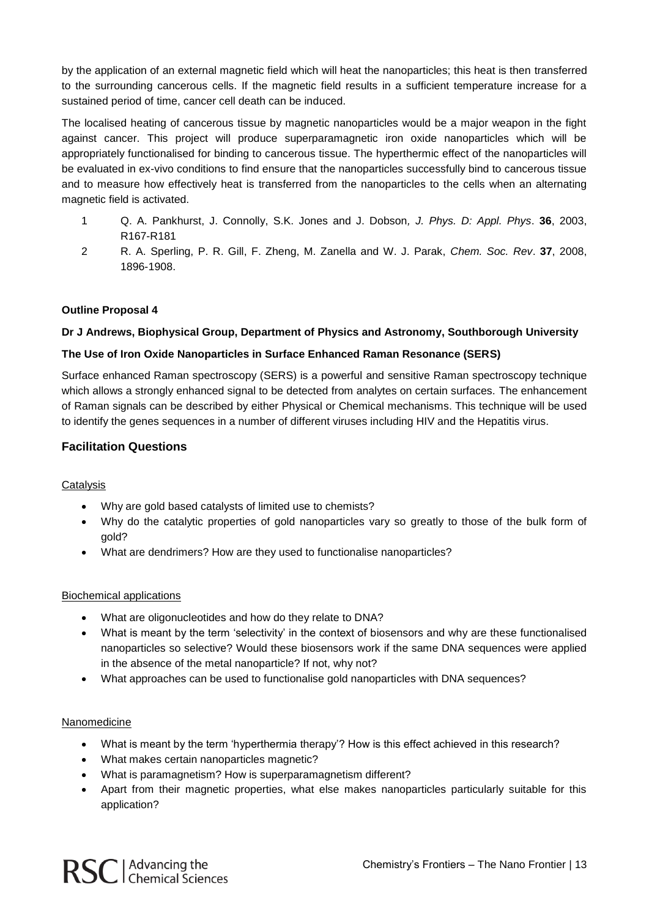by the application of an external magnetic field which will heat the nanoparticles; this heat is then transferred to the surrounding cancerous cells. If the magnetic field results in a sufficient temperature increase for a sustained period of time, cancer cell death can be induced.

The localised heating of cancerous tissue by magnetic nanoparticles would be a major weapon in the fight against cancer. This project will produce superparamagnetic iron oxide nanoparticles which will be appropriately functionalised for binding to cancerous tissue. The hyperthermic effect of the nanoparticles will be evaluated in ex-vivo conditions to find ensure that the nanoparticles successfully bind to cancerous tissue and to measure how effectively heat is transferred from the nanoparticles to the cells when an alternating magnetic field is activated.

1. Q. A. Pankhurst, J. Connolly, S.K. Jones and J. Dobson, *J. Phys. D: Appl. Phys*. **36**, 2003, R167-R181
2. R. A. Sperling, P. R. Gill, F. Zheng, M. Zanella and W. J. Parak, *Chem. Soc. Rev*. **37**, 2008, 1896-1908.

**Outline Proposal 4**

**Dr J Andrews, Biophysical Group, Department of Physics and Astronomy, Southborough University**

**The Use of Iron Oxide Nanoparticles in Surface Enhanced Raman Resonance (SERS)**

Surface enhanced Raman spectroscopy (SERS) is a powerful and sensitive Raman spectroscopy technique which allows a strongly enhanced signal to be detected from analytes on certain surfaces. The enhancement of Raman signals can be described by either Physical or Chemical mechanisms. This technique will be used to identify the genes sequences in a number of different viruses including HIV and the Hepatitis virus.

## Facilitation Questions

### Catalysis

- Why are gold based catalysts of limited use to chemists?
- Why do the catalytic properties of gold nanoparticles vary so greatly to those of the bulk form of gold?
- What are dendrimers? How are they used to functionalise nanoparticles?

### Biochemical applications

- What are oligonucleotides and how do they relate to DNA?
- What is meant by the term 'selectivity' in the context of biosensors and why are these functionalised nanoparticles so selective? Would these biosensors work if the same DNA sequences were applied in the absence of the metal nanoparticle? If not, why not?
- What approaches can be used to functionalise gold nanoparticles with DNA sequences?

### Nanomedicine

- What is meant by the term 'hyperthermia therapy'? How is this effect achieved in this research?
- What makes certain nanoparticles magnetic?
- What is paramagnetism? How is superparamagnetism different?
- Apart from their magnetic properties, what else makes nanoparticles particularly suitable for this application?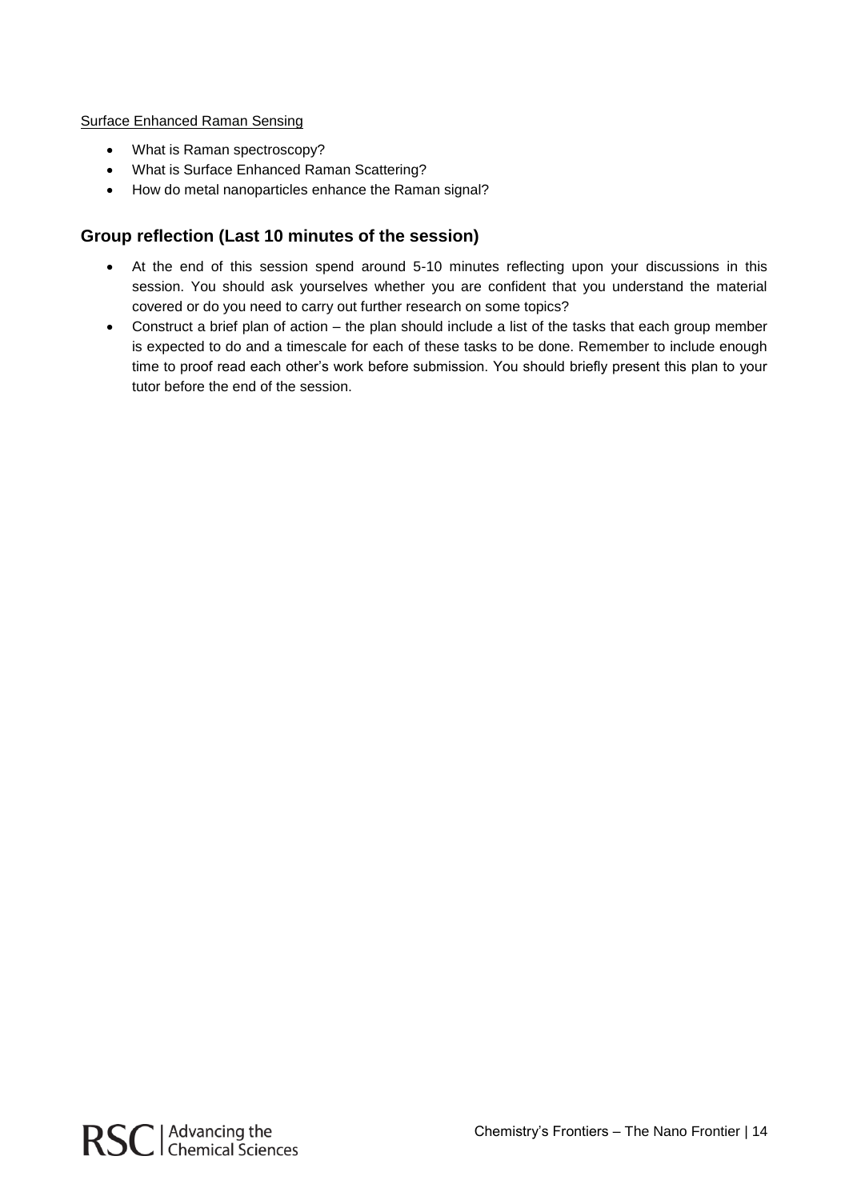Surface Enhanced Raman Sensing

- What is Raman spectroscopy?
- What is Surface Enhanced Raman Scattering?
- How do metal nanoparticles enhance the Raman signal?

## Group reflection (Last 10 minutes of the session)

- At the end of this session spend around 5-10 minutes reflecting upon your discussions in this session. You should ask yourselves whether you are confident that you understand the material covered or do you need to carry out further research on some topics?
- Construct a brief plan of action – the plan should include a list of the tasks that each group member is expected to do and a timescale for each of these tasks to be done. Remember to include enough time to proof read each other's work before submission. You should briefly present this plan to your tutor before the end of the session.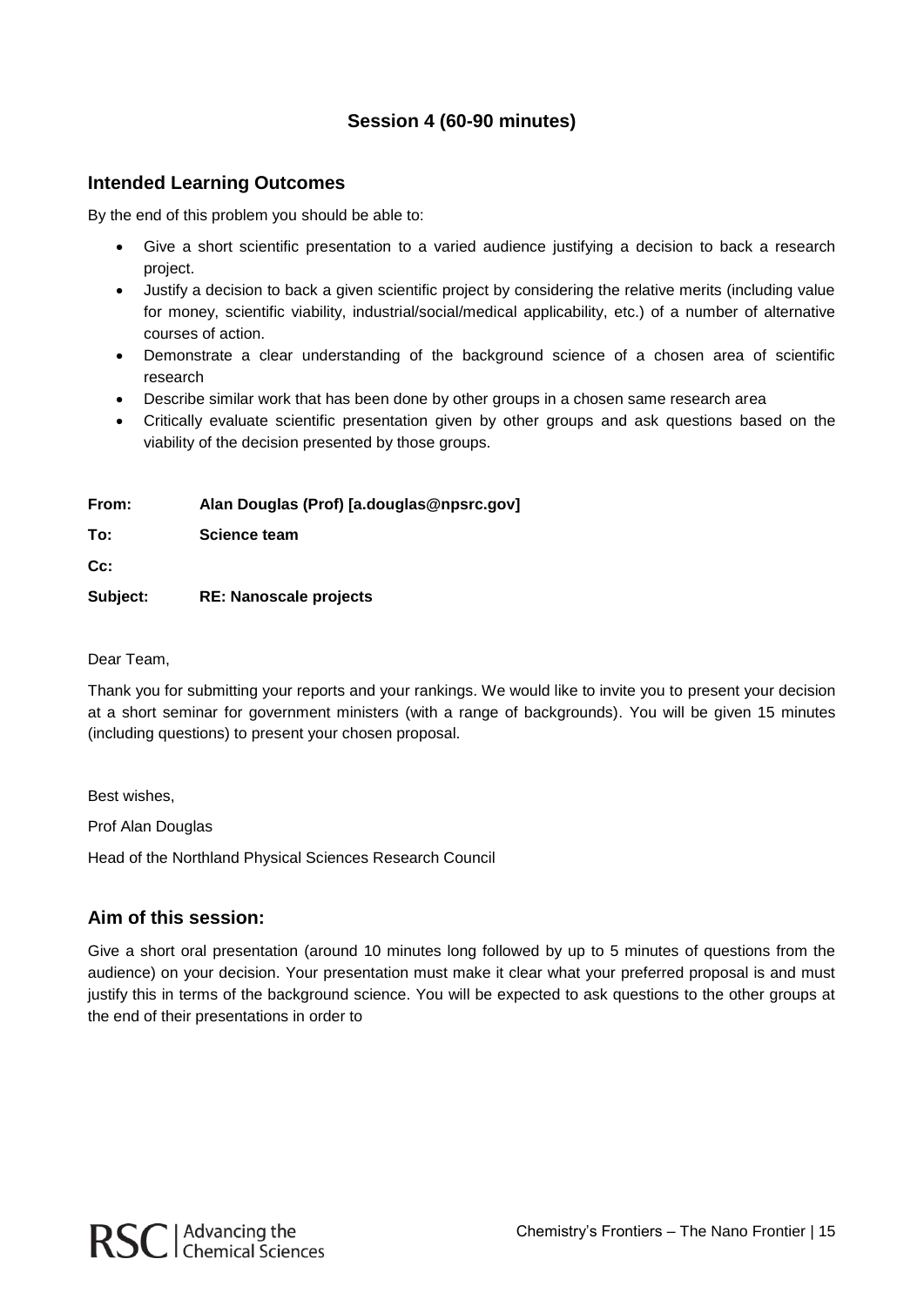## Session 4 (60-90 minutes)

### Intended Learning Outcomes

By the end of this problem you should be able to:

- Give a short scientific presentation to a varied audience justifying a decision to back a research project.
- Justify a decision to back a given scientific project by considering the relative merits (including value for money, scientific viability, industrial/social/medical applicability, etc.) of a number of alternative courses of action.
- Demonstrate a clear understanding of the background science of a chosen area of scientific research
- Describe similar work that has been done by other groups in a chosen same research area
- Critically evaluate scientific presentation given by other groups and ask questions based on the viability of the decision presented by those groups.

**From:** **Alan Douglas (Prof) [a.douglas@npsrc.gov]**

**To:** **Science team**

**Cc:**

**Subject:** **RE: Nanoscale projects**

Dear Team,

Thank you for submitting your reports and your rankings. We would like to invite you to present your decision at a short seminar for government ministers (with a range of backgrounds). You will be given 15 minutes (including questions) to present your chosen proposal.

Best wishes,

Prof Alan Douglas

Head of the Northland Physical Sciences Research Council

### Aim of this session:

Give a short oral presentation (around 10 minutes long followed by up to 5 minutes of questions from the audience) on your decision. Your presentation must make it clear what your preferred proposal is and must justify this in terms of the background science. You will be expected to ask questions to the other groups at the end of their presentations in order to